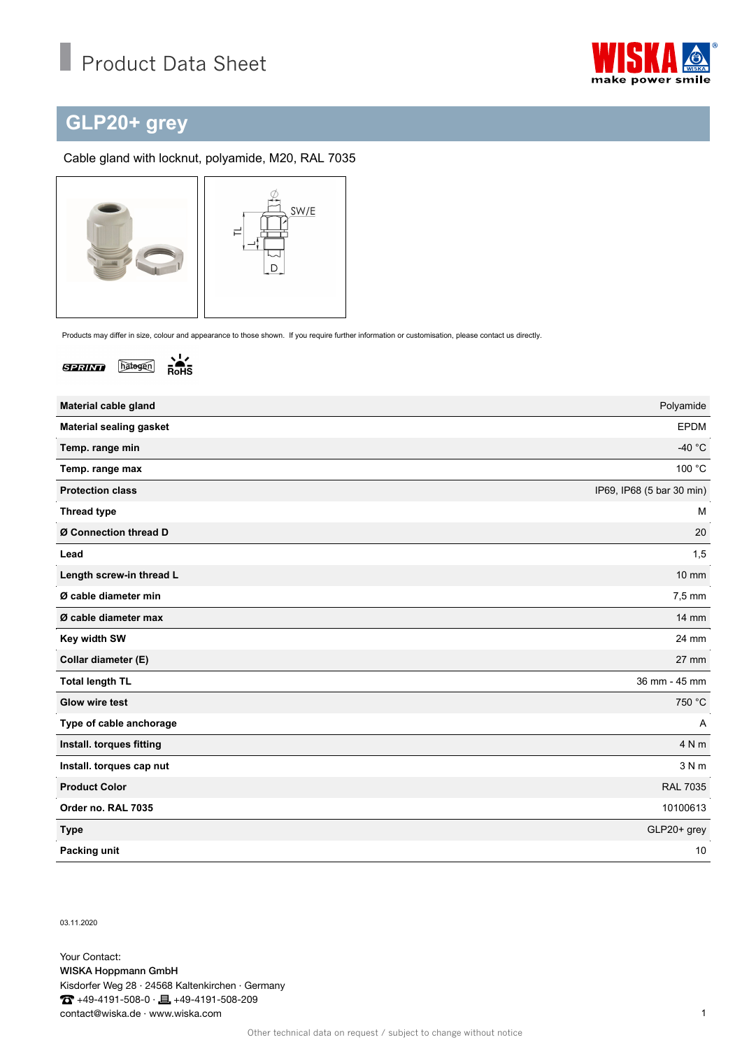# Product Data Sheet

## GLP20+ grey

Cable gland with locknut, polyamide, M20, RAL 7035

Products may differ in size, colour and appearance to those shown. If you require further information or customisation, please contact us directly.

| | |
|---|---|
| **Material cable gland** | Polyamide |
| **Material sealing gasket** | EPDM |
| **Temp. range min** | -40 °C |
| **Temp. range max** | 100 °C |
| **Protection class** | IP69, IP68 (5 bar 30 min) |
| **Thread type** | M |
| **Ø Connection thread D** | 20 |
| **Lead** | 1,5 |
| **Length screw-in thread L** | 10 mm |
| **Ø cable diameter min** | 7,5 mm |
| **Ø cable diameter max** | 14 mm |
| **Key width SW** | 24 mm |
| **Collar diameter (E)** | 27 mm |
| **Total length TL** | 36 mm - 45 mm |
| **Glow wire test** | 750 °C |
| **Type of cable anchorage** | A |
| **Install. torques fitting** | 4 N m |
| **Install. torques cap nut** | 3 N m |
| **Product Color** | RAL 7035 |
| **Order no. RAL 7035** | 10100613 |
| **Type** | GLP20+ grey |
| **Packing unit** | 10 |

03.11.2020

Your Contact:
WISKA Hoppmann GmbH
Kisdorfer Weg 28 · 24568 Kaltenkirchen · Germany
+49-4191-508-0 · +49-4191-508-209
contact@wiska.de · www.wiska.com

Other technical data on request / subject to change without notice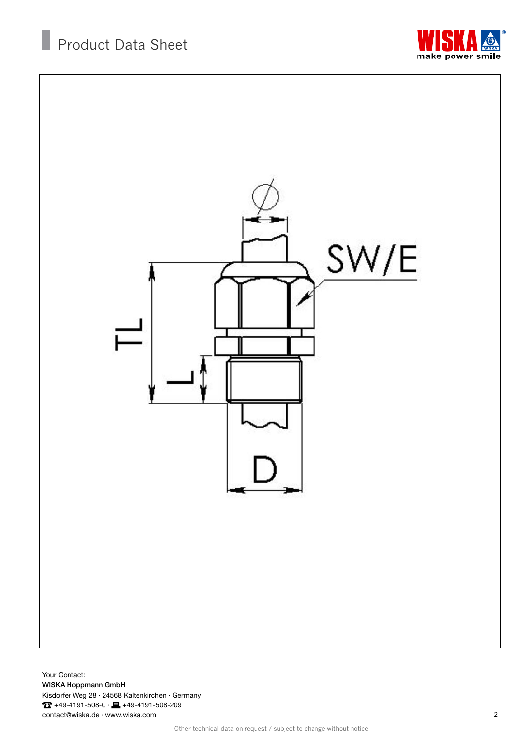# Product Data Sheet

WISKA
make power smile

Ø

SW/E

TL

L

D

Your Contact:
**WISKA Hoppmann GmbH**
Kisdorfer Weg 28 · 24568 Kaltenkirchen · Germany
+49-4191-508-0 · +49-4191-508-209
contact@wiska.de · www.wiska.com

Other technical data on request / subject to change without notice